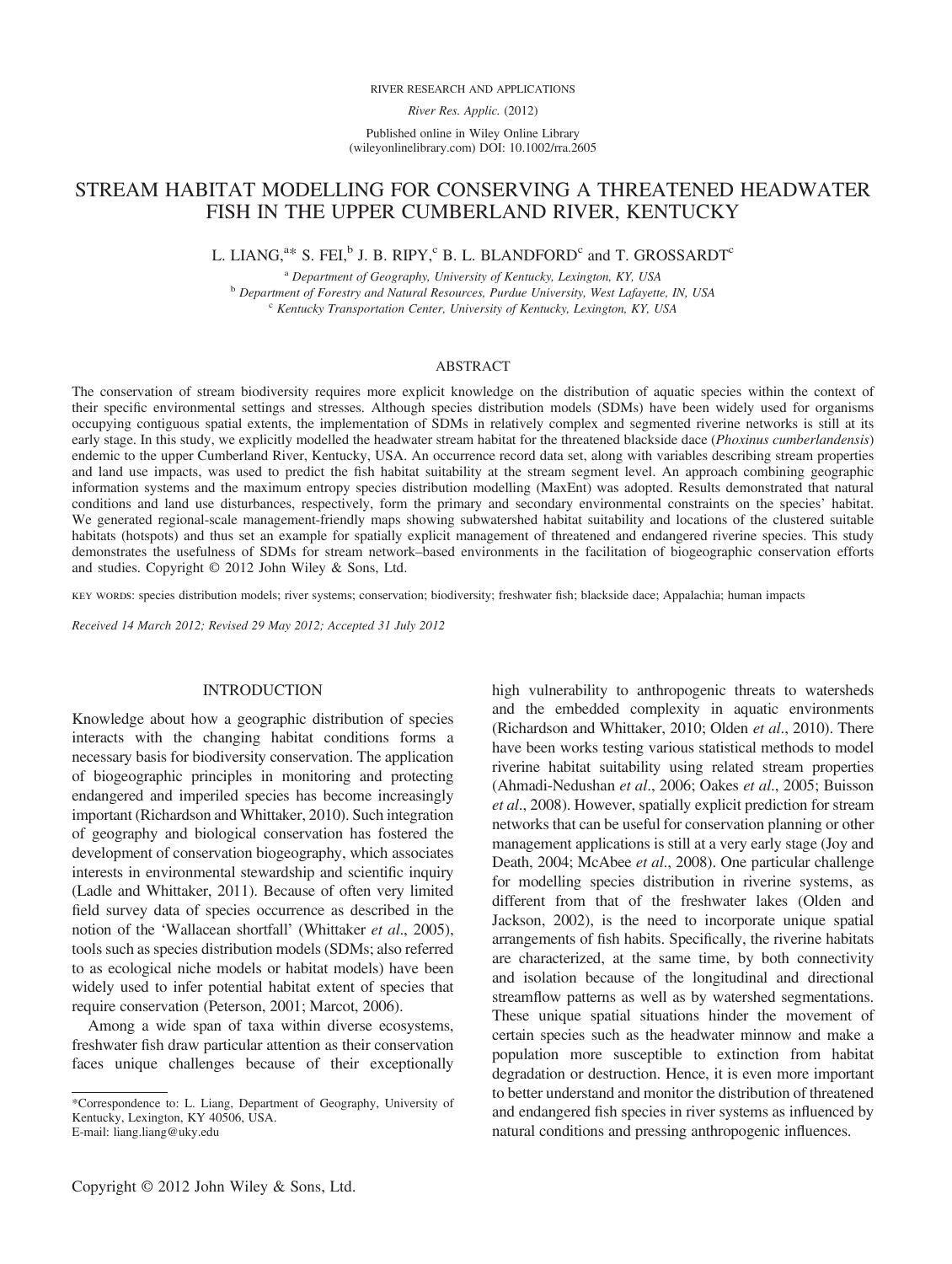# STREAM HABITAT MODELLING FOR CONSERVING A THREATENED HEADWATER FISH IN THE UPPER CUMBERLAND RIVER, KENTUCKY

L. LIANG,[a]* S. FEI,[b] J. B. RIPY,[c] B. L. BLANDFORD[c] and T. GROSSARDT[c]

[a] Department of Geography, University of Kentucky, Lexington, KY, USA
[b] Department of Forestry and Natural Resources, Purdue University, West Lafayette, IN, USA
[c] Kentucky Transportation Center, University of Kentucky, Lexington, KY, USA

## ABSTRACT

The conservation of stream biodiversity requires more explicit knowledge on the distribution of aquatic species within the context of their specific environmental settings and stresses. Although species distribution models (SDMs) have been widely used for organisms occupying contiguous spatial extents, the implementation of SDMs in relatively complex and segmented riverine networks is still at its early stage. In this study, we explicitly modelled the headwater stream habitat for the threatened blackside dace (*Phoxinus cumberlandensis*) endemic to the upper Cumberland River, Kentucky, USA. An occurrence record data set, along with variables describing stream properties and land use impacts, was used to predict the fish habitat suitability at the stream segment level. An approach combining geographic information systems and the maximum entropy species distribution modelling (MaxEnt) was adopted. Results demonstrated that natural conditions and land use disturbances, respectively, form the primary and secondary environmental constraints on the species' habitat. We generated regional-scale management-friendly maps showing subwatershed habitat suitability and locations of the clustered suitable habitats (hotspots) and thus set an example for spatially explicit management of threatened and endangered riverine species. This study demonstrates the usefulness of SDMs for stream network–based environments in the facilitation of biogeographic conservation efforts and studies. Copyright © 2012 John Wiley & Sons, Ltd.

KEY WORDS: species distribution models; river systems; conservation; biodiversity; freshwater fish; blackside dace; Appalachia; human impacts

*Received 14 March 2012; Revised 29 May 2012; Accepted 31 July 2012*

## INTRODUCTION

Knowledge about how a geographic distribution of species interacts with the changing habitat conditions forms a necessary basis for biodiversity conservation. The application of biogeographic principles in monitoring and protecting endangered and imperiled species has become increasingly important (Richardson and Whittaker, 2010). Such integration of geography and biological conservation has fostered the development of conservation biogeography, which associates interests in environmental stewardship and scientific inquiry (Ladle and Whittaker, 2011). Because of often very limited field survey data of species occurrence as described in the notion of the 'Wallacean shortfall' (Whittaker *et al*., 2005), tools such as species distribution models (SDMs; also referred to as ecological niche models or habitat models) have been widely used to infer potential habitat extent of species that require conservation (Peterson, 2001; Marcot, 2006).

Among a wide span of taxa within diverse ecosystems, freshwater fish draw particular attention as their conservation faces unique challenges because of their exceptionally high vulnerability to anthropogenic threats to watersheds and the embedded complexity in aquatic environments (Richardson and Whittaker, 2010; Olden *et al*., 2010). There have been works testing various statistical methods to model riverine habitat suitability using related stream properties (Ahmadi-Nedushan *et al*., 2006; Oakes *et al*., 2005; Buisson *et al*., 2008). However, spatially explicit prediction for stream networks that can be useful for conservation planning or other management applications is still at a very early stage (Joy and Death, 2004; McAbee *et al*., 2008). One particular challenge for modelling species distribution in riverine systems, as different from that of the freshwater lakes (Olden and Jackson, 2002), is the need to incorporate unique spatial arrangements of fish habits. Specifically, the riverine habitats are characterized, at the same time, by both connectivity and isolation because of the longitudinal and directional streamflow patterns as well as by watershed segmentations. These unique spatial situations hinder the movement of certain species such as the headwater minnow and make a population more susceptible to extinction from habitat degradation or destruction. Hence, it is even more important to better understand and monitor the distribution of threatened and endangered fish species in river systems as influenced by natural conditions and pressing anthropogenic influences.

*Correspondence to: L. Liang, Department of Geography, University of Kentucky, Lexington, KY 40506, USA.
E-mail: liang.liang@uky.edu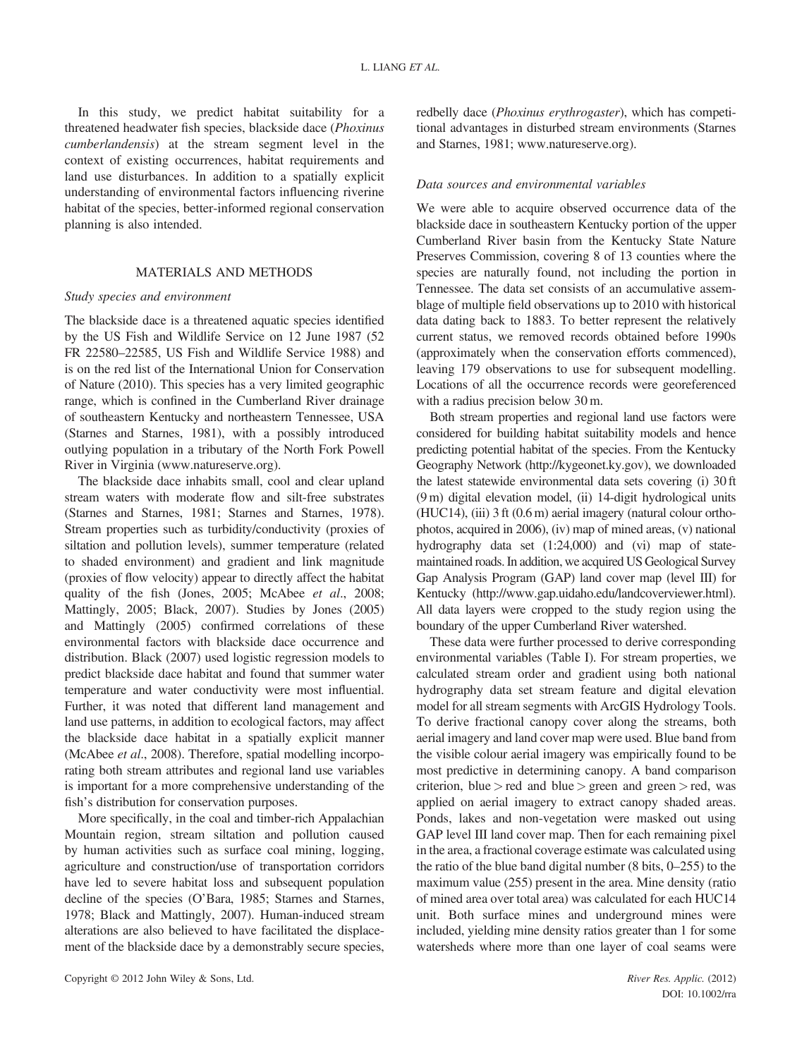In this study, we predict habitat suitability for a threatened headwater fish species, blackside dace (*Phoxinus cumberlandensis*) at the stream segment level in the context of existing occurrences, habitat requirements and land use disturbances. In addition to a spatially explicit understanding of environmental factors influencing riverine habitat of the species, better-informed regional conservation planning is also intended.

## MATERIALS AND METHODS

### *Study species and environment*

The blackside dace is a threatened aquatic species identified by the US Fish and Wildlife Service on 12 June 1987 (52 FR 22580–22585, US Fish and Wildlife Service 1988) and is on the red list of the International Union for Conservation of Nature (2010). This species has a very limited geographic range, which is confined in the Cumberland River drainage of southeastern Kentucky and northeastern Tennessee, USA (Starnes and Starnes, 1981), with a possibly introduced outlying population in a tributary of the North Fork Powell River in Virginia (www.natureserve.org).

The blackside dace inhabits small, cool and clear upland stream waters with moderate flow and silt-free substrates (Starnes and Starnes, 1981; Starnes and Starnes, 1978). Stream properties such as turbidity/conductivity (proxies of siltation and pollution levels), summer temperature (related to shaded environment) and gradient and link magnitude (proxies of flow velocity) appear to directly affect the habitat quality of the fish (Jones, 2005; McAbee *et al*., 2008; Mattingly, 2005; Black, 2007). Studies by Jones (2005) and Mattingly (2005) confirmed correlations of these environmental factors with blackside dace occurrence and distribution. Black (2007) used logistic regression models to predict blackside dace habitat and found that summer water temperature and water conductivity were most influential. Further, it was noted that different land management and land use patterns, in addition to ecological factors, may affect the blackside dace habitat in a spatially explicit manner (McAbee *et al*., 2008). Therefore, spatial modelling incorporating both stream attributes and regional land use variables is important for a more comprehensive understanding of the fish's distribution for conservation purposes.

More specifically, in the coal and timber-rich Appalachian Mountain region, stream siltation and pollution caused by human activities such as surface coal mining, logging, agriculture and construction/use of transportation corridors have led to severe habitat loss and subsequent population decline of the species (O'Bara, 1985; Starnes and Starnes, 1978; Black and Mattingly, 2007). Human-induced stream alterations are also believed to have facilitated the displacement of the blackside dace by a demonstrably secure species, redbelly dace (*Phoxinus erythrogaster*), which has competitional advantages in disturbed stream environments (Starnes and Starnes, 1981; www.natureserve.org).

### *Data sources and environmental variables*

We were able to acquire observed occurrence data of the blackside dace in southeastern Kentucky portion of the upper Cumberland River basin from the Kentucky State Nature Preserves Commission, covering 8 of 13 counties where the species are naturally found, not including the portion in Tennessee. The data set consists of an accumulative assemblage of multiple field observations up to 2010 with historical data dating back to 1883. To better represent the relatively current status, we removed records obtained before 1990s (approximately when the conservation efforts commenced), leaving 179 observations to use for subsequent modelling. Locations of all the occurrence records were georeferenced with a radius precision below 30 m.

Both stream properties and regional land use factors were considered for building habitat suitability models and hence predicting potential habitat of the species. From the Kentucky Geography Network (http://kygeonet.ky.gov), we downloaded the latest statewide environmental data sets covering (i) 30 ft (9 m) digital elevation model, (ii) 14-digit hydrological units (HUC14), (iii) 3 ft (0.6 m) aerial imagery (natural colour orthophotos, acquired in 2006), (iv) map of mined areas, (v) national hydrography data set (1:24,000) and (vi) map of state-maintained roads. In addition, we acquired US Geological Survey Gap Analysis Program (GAP) land cover map (level III) for Kentucky (http://www.gap.uidaho.edu/landcoverviewer.html). All data layers were cropped to the study region using the boundary of the upper Cumberland River watershed.

These data were further processed to derive corresponding environmental variables (Table I). For stream properties, we calculated stream order and gradient using both national hydrography data set stream feature and digital elevation model for all stream segments with ArcGIS Hydrology Tools. To derive fractional canopy cover along the streams, both aerial imagery and land cover map were used. Blue band from the visible colour aerial imagery was empirically found to be most predictive in determining canopy. A band comparison criterion, blue > red and blue > green and green > red, was applied on aerial imagery to extract canopy shaded areas. Ponds, lakes and non-vegetation were masked out using GAP level III land cover map. Then for each remaining pixel in the area, a fractional coverage estimate was calculated using the ratio of the blue band digital number (8 bits, 0–255) to the maximum value (255) present in the area. Mine density (ratio of mined area over total area) was calculated for each HUC14 unit. Both surface mines and underground mines were included, yielding mine density ratios greater than 1 for some watersheds where more than one layer of coal seams were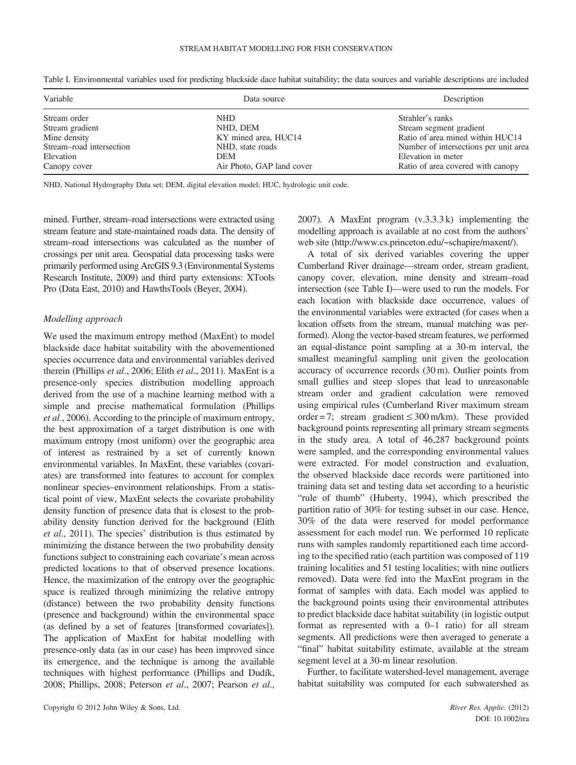Table I. Environmental variables used for predicting blackside dace habitat suitability; the data sources and variable descriptions are included

| Variable | Data source | Description |
| --- | --- | --- |
| Stream order | NHD | Strahler's ranks |
| Stream gradient | NHD, DEM | Stream segment gradient |
| Mine density | KY mined area, HUC14 | Ratio of area mined within HUC14 |
| Stream–road intersection | NHD, state roads | Number of intersections per unit area |
| Elevation | DEM | Elevation in meter |
| Canopy cover | Air Photo, GAP land cover | Ratio of area covered with canopy |

NHD, National Hydrography Data set; DEM, digital elevation model; HUC, hydrologic unit code.

mined. Further, stream–road intersections were extracted using stream feature and state-maintained roads data. The density of stream–road intersections was calculated as the number of crossings per unit area. Geospatial data processing tasks were primarily performed using ArcGIS 9.3 (Environmental Systems Research Institute, 2009) and third party extensions: XTools Pro (Data East, 2010) and HawthsTools (Beyer, 2004).

### *Modelling approach*

We used the maximum entropy method (MaxEnt) to model blackside dace habitat suitability with the abovementioned species occurrence data and environmental variables derived therein (Phillips *et al*., 2006; Elith *et al*., 2011). MaxEnt is a presence-only species distribution modelling approach derived from the use of a machine learning method with a simple and precise mathematical formulation (Phillips *et al*., 2006). According to the principle of maximum entropy, the best approximation of a target distribution is one with maximum entropy (most uniform) over the geographic area of interest as restrained by a set of currently known environmental variables. In MaxEnt, these variables (covariates) are transformed into features to account for complex nonlinear species–environment relationships. From a statistical point of view, MaxEnt selects the covariate probability density function of presence data that is closest to the probability density function derived for the background (Elith *et al*., 2011). The species' distribution is thus estimated by minimizing the distance between the two probability density functions subject to constraining each covariate's mean across predicted locations to that of observed presence locations. Hence, the maximization of the entropy over the geographic space is realized through minimizing the relative entropy (distance) between the two probability density functions (presence and background) within the environmental space (as defined by a set of features [transformed covariates]). The application of MaxEnt for habitat modelling with presence-only data (as in our case) has been improved since its emergence, and the technique is among the available techniques with highest performance (Phillips and Dudík, 2008; Phillips, 2008; Peterson *et al*., 2007; Pearson *et al*., 2007). A MaxEnt program (v.3.3.3 k) implementing the modelling approach is available at no cost from the authors' web site (http://www.cs.princeton.edu/~schapire/maxent/).

A total of six derived variables covering the upper Cumberland River drainage—stream order, stream gradient, canopy cover, elevation, mine density and stream–road intersection (see Table I)—were used to run the models. For each location with blackside dace occurrence, values of the environmental variables were extracted (for cases when a location offsets from the stream, manual matching was performed). Along the vector-based stream features, we performed an equal-distance point sampling at a 30-m interval, the smallest meaningful sampling unit given the geolocation accuracy of occurrence records (30 m). Outlier points from small gullies and steep slopes that lead to unreasonable stream order and gradient calculation were removed using empirical rules (Cumberland River maximum stream order = 7; stream gradient ≤ 300 m/km). These provided background points representing all primary stream segments in the study area. A total of 46,287 background points were sampled, and the corresponding environmental values were extracted. For model construction and evaluation, the observed blackside dace records were partitioned into training data set and testing data set according to a heuristic "rule of thumb" (Huberty, 1994), which prescribed the partition ratio of 30% for testing subset in our case. Hence, 30% of the data were reserved for model performance assessment for each model run. We performed 10 replicate runs with samples randomly repartitioned each time according to the specified ratio (each partition was composed of 119 training localities and 51 testing localities; with nine outliers removed). Data were fed into the MaxEnt program in the format of samples with data. Each model was applied to the background points using their environmental attributes to predict blackside dace habitat suitability (in logistic output format as represented with a 0–1 ratio) for all stream segments. All predictions were then averaged to generate a "final" habitat suitability estimate, available at the stream segment level at a 30-m linear resolution.

Further, to facilitate watershed-level management, average habitat suitability was computed for each subwatershed as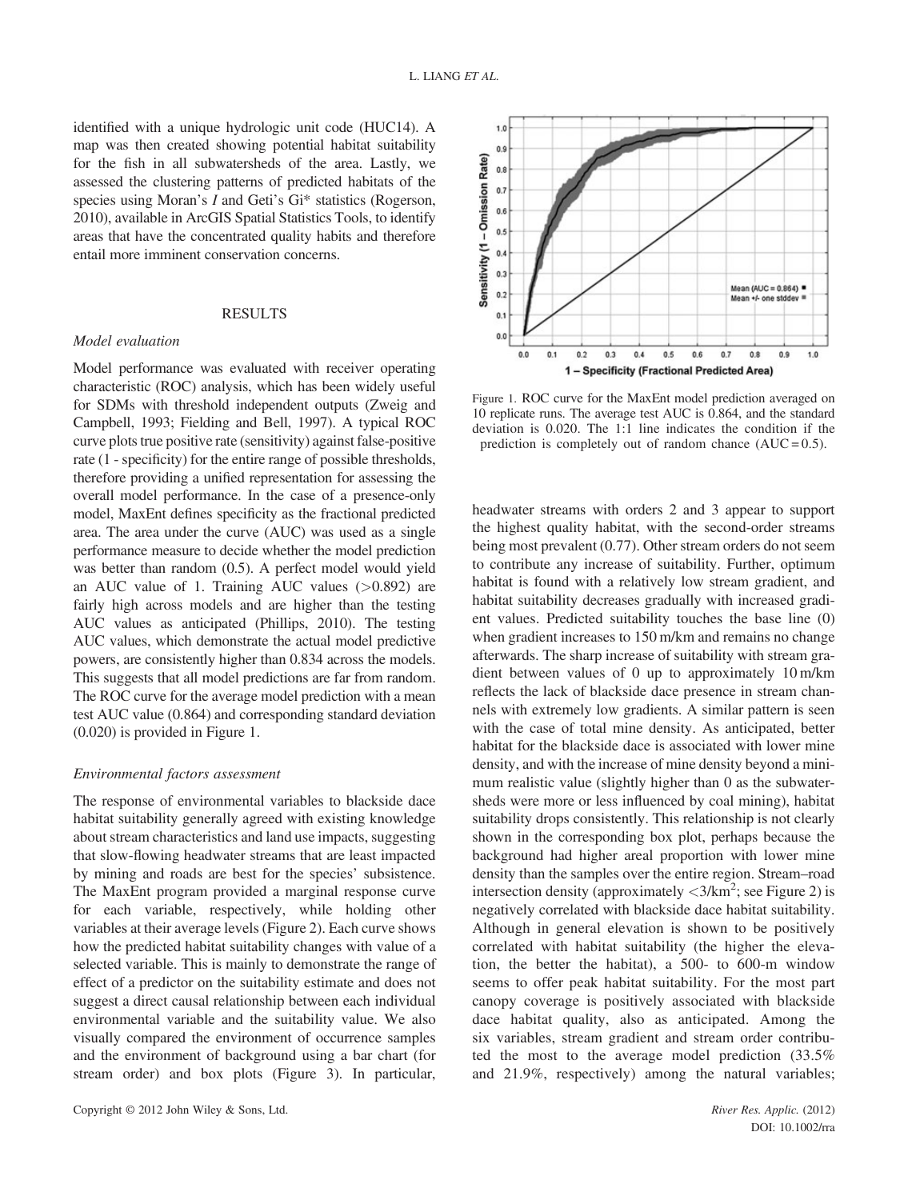identified with a unique hydrologic unit code (HUC14). A map was then created showing potential habitat suitability for the fish in all subwatersheds of the area. Lastly, we assessed the clustering patterns of predicted habitats of the species using Moran's *I* and Geti's Gi* statistics (Rogerson, 2010), available in ArcGIS Spatial Statistics Tools, to identify areas that have the concentrated quality habits and therefore entail more imminent conservation concerns.

## RESULTS

### *Model evaluation*

Model performance was evaluated with receiver operating characteristic (ROC) analysis, which has been widely useful for SDMs with threshold independent outputs (Zweig and Campbell, 1993; Fielding and Bell, 1997). A typical ROC curve plots true positive rate (sensitivity) against false-positive rate (1 - specificity) for the entire range of possible thresholds, therefore providing a unified representation for assessing the overall model performance. In the case of a presence-only model, MaxEnt defines specificity as the fractional predicted area. The area under the curve (AUC) was used as a single performance measure to decide whether the model prediction was better than random (0.5). A perfect model would yield an AUC value of 1. Training AUC values (>0.892) are fairly high across models and are higher than the testing AUC values as anticipated (Phillips, 2010). The testing AUC values, which demonstrate the actual model predictive powers, are consistently higher than 0.834 across the models. This suggests that all model predictions are far from random. The ROC curve for the average model prediction with a mean test AUC value (0.864) and corresponding standard deviation (0.020) is provided in Figure 1.

Figure 1. ROC curve for the MaxEnt model prediction averaged on 10 replicate runs. The average test AUC is 0.864, and the standard deviation is 0.020. The 1:1 line indicates the condition if the prediction is completely out of random chance (AUC = 0.5).

### *Environmental factors assessment*

The response of environmental variables to blackside dace habitat suitability generally agreed with existing knowledge about stream characteristics and land use impacts, suggesting that slow-flowing headwater streams that are least impacted by mining and roads are best for the species' subsistence. The MaxEnt program provided a marginal response curve for each variable, respectively, while holding other variables at their average levels (Figure 2). Each curve shows how the predicted habitat suitability changes with value of a selected variable. This is mainly to demonstrate the range of effect of a predictor on the suitability estimate and does not suggest a direct causal relationship between each individual environmental variable and the suitability value. We also visually compared the environment of occurrence samples and the environment of background using a bar chart (for stream order) and box plots (Figure 3). In particular, headwater streams with orders 2 and 3 appear to support the highest quality habitat, with the second-order streams being most prevalent (0.77). Other stream orders do not seem to contribute any increase of suitability. Further, optimum habitat is found with a relatively low stream gradient, and habitat suitability decreases gradually with increased gradient values. Predicted suitability touches the base line (0) when gradient increases to 150 m/km and remains no change afterwards. The sharp increase of suitability with stream gradient between values of 0 up to approximately 10 m/km reflects the lack of blackside dace presence in stream channels with extremely low gradients. A similar pattern is seen with the case of total mine density. As anticipated, better habitat for the blackside dace is associated with lower mine density, and with the increase of mine density beyond a minimum realistic value (slightly higher than 0 as the subwatersheds were more or less influenced by coal mining), habitat suitability drops consistently. This relationship is not clearly shown in the corresponding box plot, perhaps because the background had higher areal proportion with lower mine density than the samples over the entire region. Stream–road intersection density (approximately $<3/\text{km}^2$; see Figure 2) is negatively correlated with blackside dace habitat suitability. Although in general elevation is shown to be positively correlated with habitat suitability (the higher the elevation, the better the habitat), a 500- to 600-m window seems to offer peak habitat suitability. For the most part canopy coverage is positively associated with blackside dace habitat quality, also as anticipated. Among the six variables, stream gradient and stream order contributed the most to the average model prediction (33.5% and 21.9%, respectively) among the natural variables;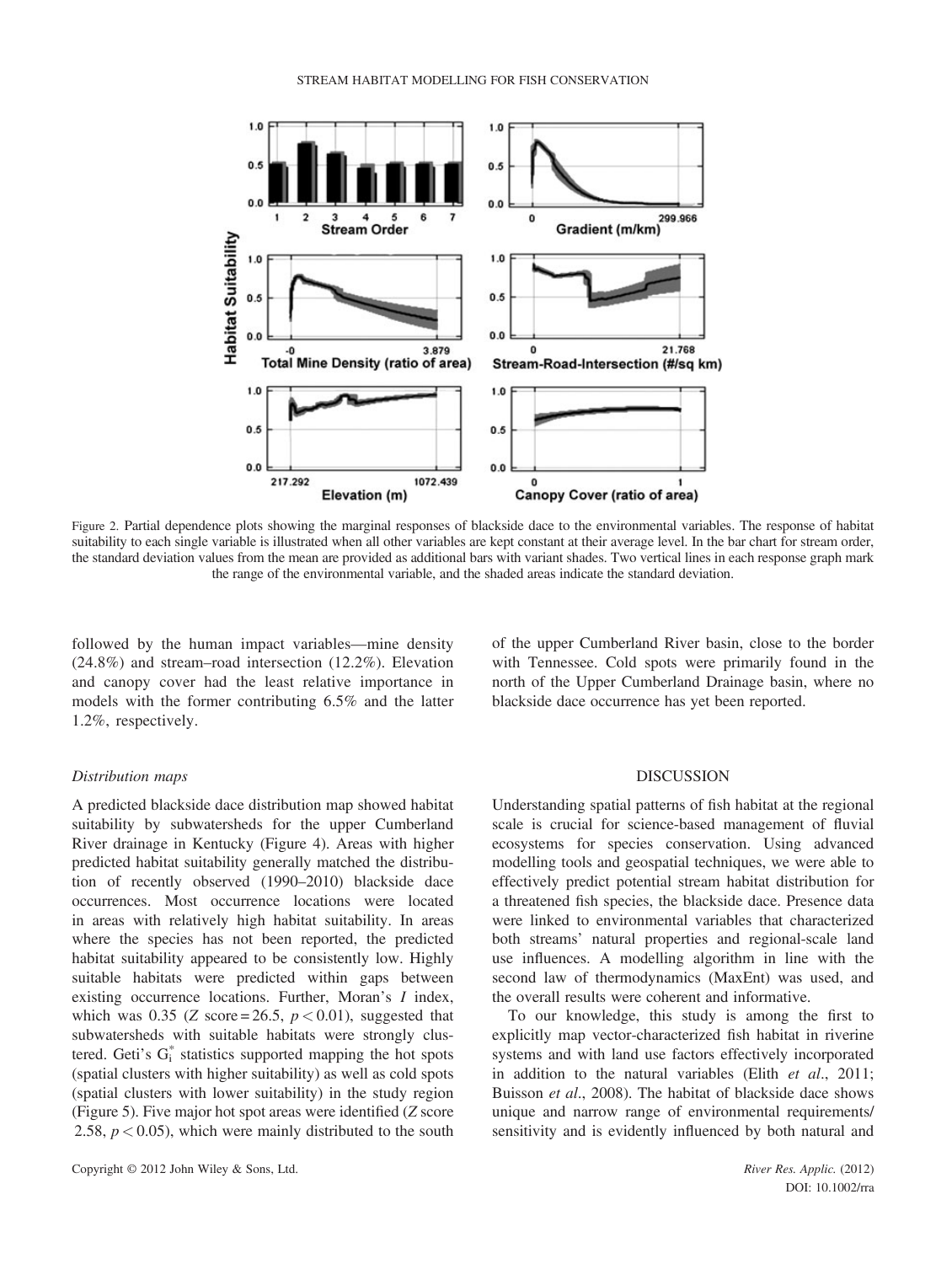Figure 2. Partial dependence plots showing the marginal responses of blackside dace to the environmental variables. The response of habitat suitability to each single variable is illustrated when all other variables are kept constant at their average level. In the bar chart for stream order, the standard deviation values from the mean are provided as additional bars with variant shades. Two vertical lines in each response graph mark the range of the environmental variable, and the shaded areas indicate the standard deviation.

followed by the human impact variables—mine density (24.8%) and stream–road intersection (12.2%). Elevation and canopy cover had the least relative importance in models with the former contributing 6.5% and the latter 1.2%, respectively.

### *Distribution maps*

A predicted blackside dace distribution map showed habitat suitability by subwatersheds for the upper Cumberland River drainage in Kentucky (Figure 4). Areas with higher predicted habitat suitability generally matched the distribution of recently observed (1990–2010) blackside dace occurrences. Most occurrence locations were located in areas with relatively high habitat suitability. In areas where the species has not been reported, the predicted habitat suitability appeared to be consistently low. Highly suitable habitats were predicted within gaps between existing occurrence locations. Further, Moran's *I* index, which was 0.35 (*Z* score = 26.5, $p < 0.01$), suggested that subwatersheds with suitable habitats were strongly clustered. Geti's $G_i^*$ statistics supported mapping the hot spots (spatial clusters with higher suitability) as well as cold spots (spatial clusters with lower suitability) in the study region (Figure 5). Five major hot spot areas were identified (*Z* score 2.58, $p < 0.05$), which were mainly distributed to the south of the upper Cumberland River basin, close to the border with Tennessee. Cold spots were primarily found in the north of the Upper Cumberland Drainage basin, where no blackside dace occurrence has yet been reported.

## DISCUSSION

Understanding spatial patterns of fish habitat at the regional scale is crucial for science-based management of fluvial ecosystems for species conservation. Using advanced modelling tools and geospatial techniques, we were able to effectively predict potential stream habitat distribution for a threatened fish species, the blackside dace. Presence data were linked to environmental variables that characterized both streams' natural properties and regional-scale land use influences. A modelling algorithm in line with the second law of thermodynamics (MaxEnt) was used, and the overall results were coherent and informative.

To our knowledge, this study is among the first to explicitly map vector-characterized fish habitat in riverine systems and with land use factors effectively incorporated in addition to the natural variables (Elith *et al*., 2011; Buisson *et al*., 2008). The habitat of blackside dace shows unique and narrow range of environmental requirements/ sensitivity and is evidently influenced by both natural and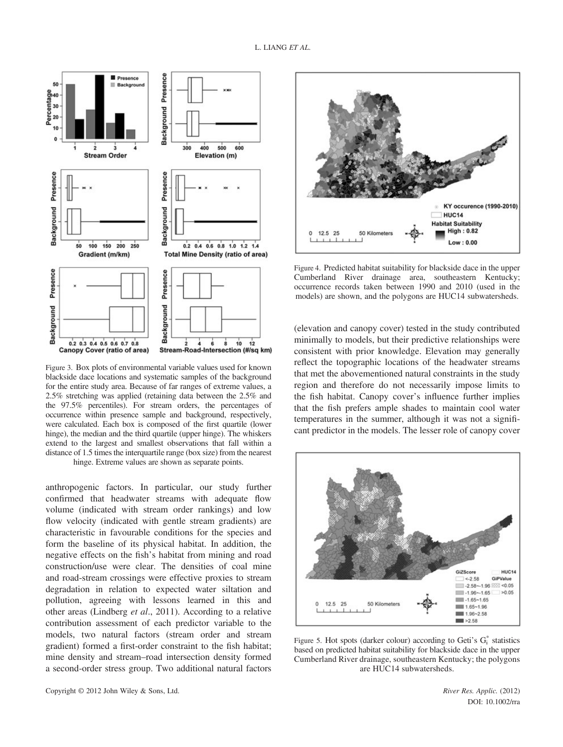Figure 3. Box plots of environmental variable values used for known blackside dace locations and systematic samples of the background for the entire study area. Because of far ranges of extreme values, a 2.5% stretching was applied (retaining data between the 2.5% and the 97.5% percentiles). For stream orders, the percentages of occurrence within presence sample and background, respectively, were calculated. Each box is composed of the first quartile (lower hinge), the median and the third quartile (upper hinge). The whiskers extend to the largest and smallest observations that fall within a distance of 1.5 times the interquartile range (box size) from the nearest hinge. Extreme values are shown as separate points.

anthropogenic factors. In particular, our study further confirmed that headwater streams with adequate flow volume (indicated with stream order rankings) and low flow velocity (indicated with gentle stream gradients) are characteristic in favourable conditions for the species and form the baseline of its physical habitat. In addition, the negative effects on the fish's habitat from mining and road construction/use were clear. The densities of coal mine and road-stream crossings were effective proxies to stream degradation in relation to expected water siltation and pollution, agreeing with lessons learned in this and other areas (Lindberg *et al.*, 2011). According to a relative contribution assessment of each predictor variable to the models, two natural factors (stream order and stream gradient) formed a first-order constraint to the fish habitat; mine density and stream–road intersection density formed a second-order stress group. Two additional natural factors (elevation and canopy cover) tested in the study contributed minimally to models, but their predictive relationships were consistent with prior knowledge. Elevation may generally reflect the topographic locations of the headwater streams that met the abovementioned natural constraints in the study region and therefore do not necessarily impose limits to the fish habitat. Canopy cover's influence further implies that the fish prefers ample shades to maintain cool water temperatures in the summer, although it was not a significant predictor in the models. The lesser role of canopy cover

Figure 4. Predicted habitat suitability for blackside dace in the upper Cumberland River drainage area, southeastern Kentucky; occurrence records taken between 1990 and 2010 (used in the models) are shown, and the polygons are HUC14 subwatersheds.

Figure 5. Hot spots (darker colour) according to Geti's $G_i^*$ statistics based on predicted habitat suitability for blackside dace in the upper Cumberland River drainage, southeastern Kentucky; the polygons are HUC14 subwatersheds.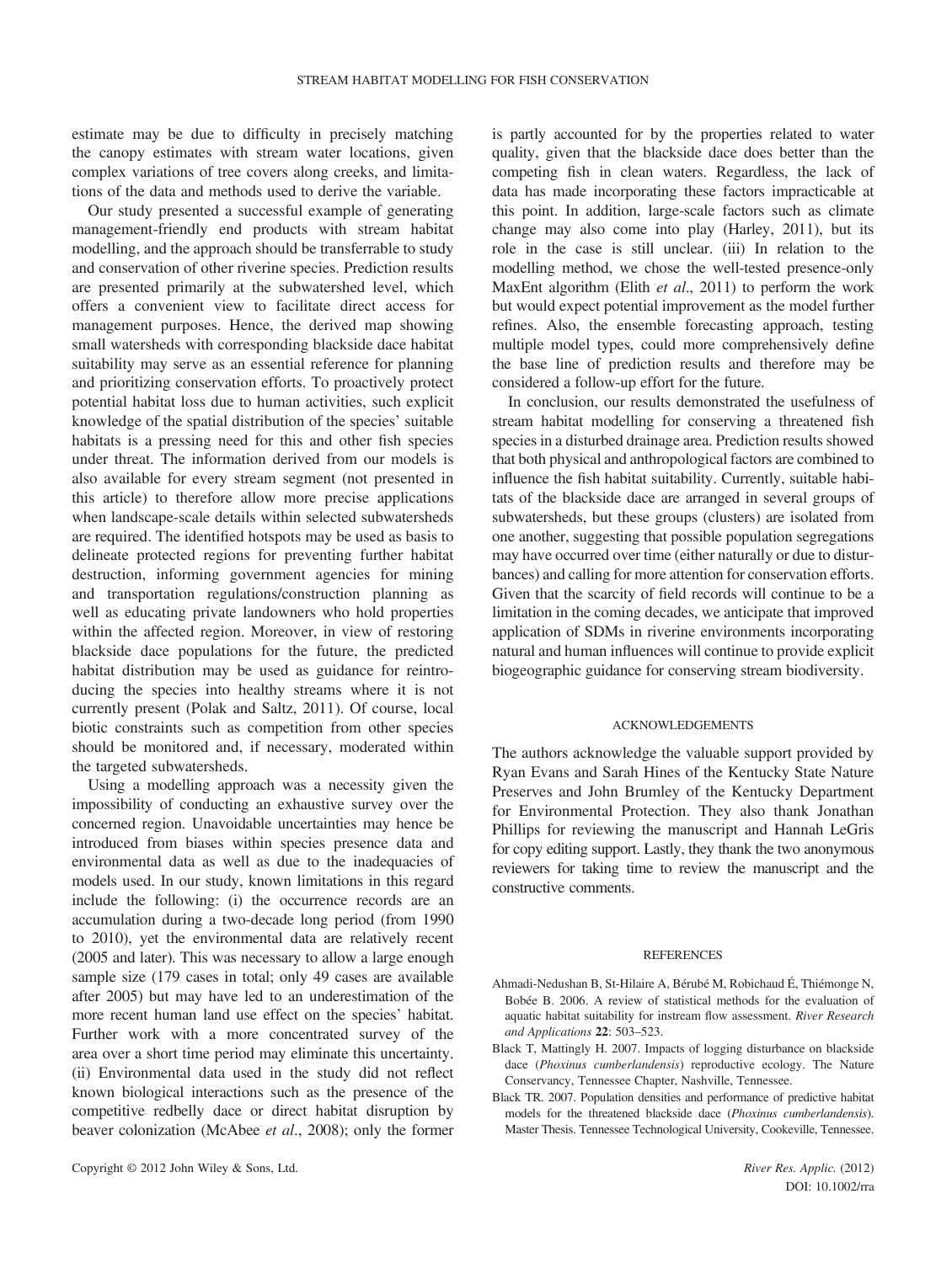estimate may be due to difficulty in precisely matching the canopy estimates with stream water locations, given complex variations of tree covers along creeks, and limitations of the data and methods used to derive the variable.

Our study presented a successful example of generating management-friendly end products with stream habitat modelling, and the approach should be transferrable to study and conservation of other riverine species. Prediction results are presented primarily at the subwatershed level, which offers a convenient view to facilitate direct access for management purposes. Hence, the derived map showing small watersheds with corresponding blackside dace habitat suitability may serve as an essential reference for planning and prioritizing conservation efforts. To proactively protect potential habitat loss due to human activities, such explicit knowledge of the spatial distribution of the species' suitable habitats is a pressing need for this and other fish species under threat. The information derived from our models is also available for every stream segment (not presented in this article) to therefore allow more precise applications when landscape-scale details within selected subwatersheds are required. The identified hotspots may be used as basis to delineate protected regions for preventing further habitat destruction, informing government agencies for mining and transportation regulations/construction planning as well as educating private landowners who hold properties within the affected region. Moreover, in view of restoring blackside dace populations for the future, the predicted habitat distribution may be used as guidance for reintroducing the species into healthy streams where it is not currently present (Polak and Saltz, 2011). Of course, local biotic constraints such as competition from other species should be monitored and, if necessary, moderated within the targeted subwatersheds.

Using a modelling approach was a necessity given the impossibility of conducting an exhaustive survey over the concerned region. Unavoidable uncertainties may hence be introduced from biases within species presence data and environmental data as well as due to the inadequacies of models used. In our study, known limitations in this regard include the following: (i) the occurrence records are an accumulation during a two-decade long period (from 1990 to 2010), yet the environmental data are relatively recent (2005 and later). This was necessary to allow a large enough sample size (179 cases in total; only 49 cases are available after 2005) but may have led to an underestimation of the more recent human land use effect on the species' habitat. Further work with a more concentrated survey of the area over a short time period may eliminate this uncertainty. (ii) Environmental data used in the study did not reflect known biological interactions such as the presence of the competitive redbelly dace or direct habitat disruption by beaver colonization (McAbee *et al*., 2008); only the former is partly accounted for by the properties related to water quality, given that the blackside dace does better than the competing fish in clean waters. Regardless, the lack of data has made incorporating these factors impracticable at this point. In addition, large-scale factors such as climate change may also come into play (Harley, 2011), but its role in the case is still unclear. (iii) In relation to the modelling method, we chose the well-tested presence-only MaxEnt algorithm (Elith *et al*., 2011) to perform the work but would expect potential improvement as the model further refines. Also, the ensemble forecasting approach, testing multiple model types, could more comprehensively define the base line of prediction results and therefore may be considered a follow-up effort for the future.

In conclusion, our results demonstrated the usefulness of stream habitat modelling for conserving a threatened fish species in a disturbed drainage area. Prediction results showed that both physical and anthropological factors are combined to influence the fish habitat suitability. Currently, suitable habitats of the blackside dace are arranged in several groups of subwatersheds, but these groups (clusters) are isolated from one another, suggesting that possible population segregations may have occurred over time (either naturally or due to disturbances) and calling for more attention for conservation efforts. Given that the scarcity of field records will continue to be a limitation in the coming decades, we anticipate that improved application of SDMs in riverine environments incorporating natural and human influences will continue to provide explicit biogeographic guidance for conserving stream biodiversity.

## ACKNOWLEDGEMENTS

The authors acknowledge the valuable support provided by Ryan Evans and Sarah Hines of the Kentucky State Nature Preserves and John Brumley of the Kentucky Department for Environmental Protection. They also thank Jonathan Phillips for reviewing the manuscript and Hannah LeGris for copy editing support. Lastly, they thank the two anonymous reviewers for taking time to review the manuscript and the constructive comments.

## REFERENCES

Ahmadi-Nedushan B, St-Hilaire A, Bérubé M, Robichaud É, Thiémonge N, Bobée B. 2006. A review of statistical methods for the evaluation of aquatic habitat suitability for instream flow assessment. *River Research and Applications* **22**: 503–523.

Black T, Mattingly H. 2007. Impacts of logging disturbance on blackside dace (*Phoxinus cumberlandensis*) reproductive ecology. The Nature Conservancy, Tennessee Chapter, Nashville, Tennessee.

Black TR. 2007. Population densities and performance of predictive habitat models for the threatened blackside dace (*Phoxinus cumberlandensis*). Master Thesis. Tennessee Technological University, Cookeville, Tennessee.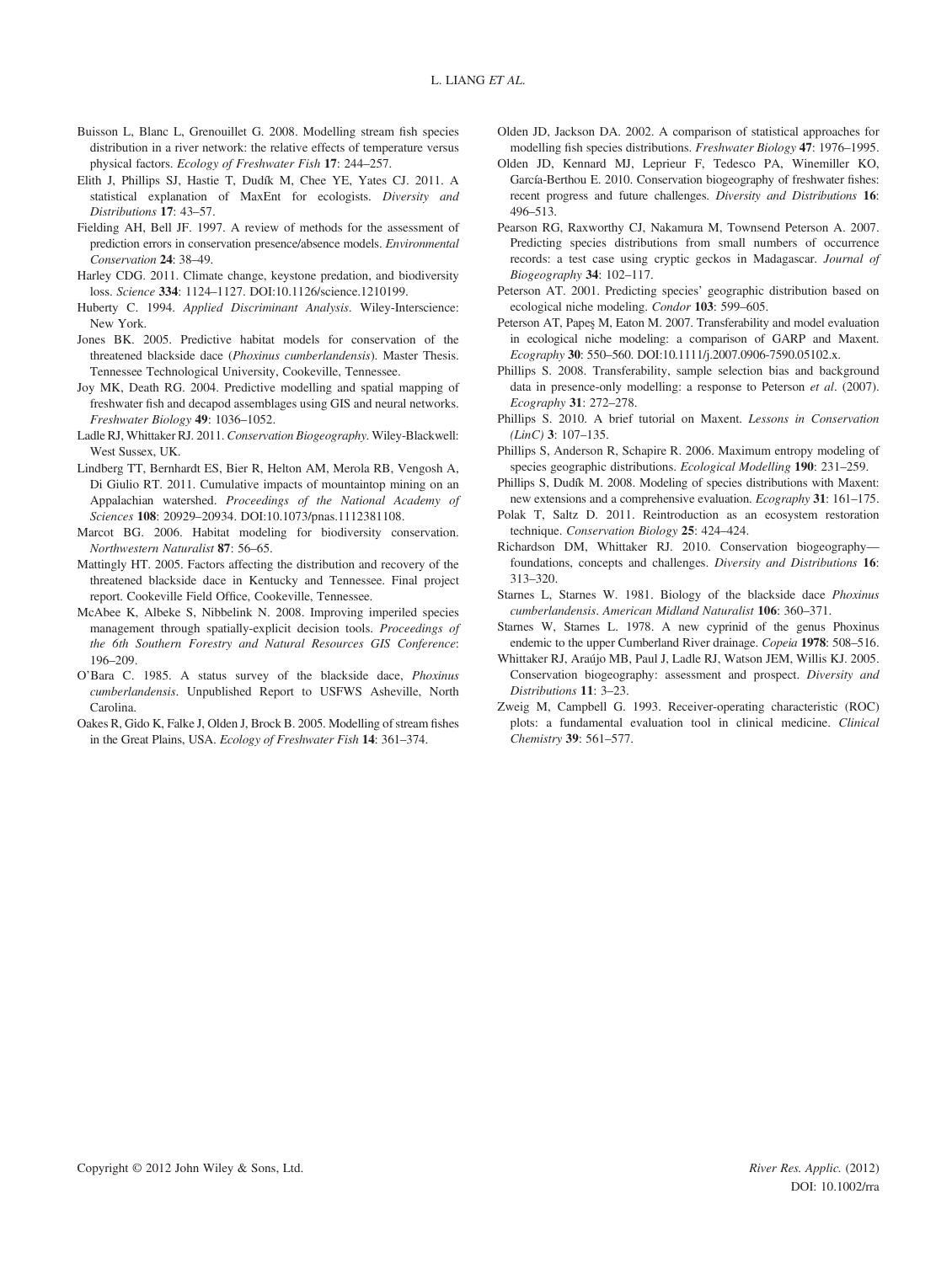Buisson L, Blanc L, Grenouillet G. 2008. Modelling stream fish species distribution in a river network: the relative effects of temperature versus physical factors. *Ecology of Freshwater Fish* **17**: 244–257.

Elith J, Phillips SJ, Hastie T, Dudík M, Chee YE, Yates CJ. 2011. A statistical explanation of MaxEnt for ecologists. *Diversity and Distributions* **17**: 43–57.

Fielding AH, Bell JF. 1997. A review of methods for the assessment of prediction errors in conservation presence/absence models. *Environmental Conservation* **24**: 38–49.

Harley CDG. 2011. Climate change, keystone predation, and biodiversity loss. *Science* **334**: 1124–1127. DOI:10.1126/science.1210199.

Huberty C. 1994. *Applied Discriminant Analysis*. Wiley-Interscience: New York.

Jones BK. 2005. Predictive habitat models for conservation of the threatened blackside dace (*Phoxinus cumberlandensis*). Master Thesis. Tennessee Technological University, Cookeville, Tennessee.

Joy MK, Death RG. 2004. Predictive modelling and spatial mapping of freshwater fish and decapod assemblages using GIS and neural networks. *Freshwater Biology* **49**: 1036–1052.

Ladle RJ, Whittaker RJ. 2011. *Conservation Biogeography*. Wiley-Blackwell: West Sussex, UK.

Lindberg TT, Bernhardt ES, Bier R, Helton AM, Merola RB, Vengosh A, Di Giulio RT. 2011. Cumulative impacts of mountaintop mining on an Appalachian watershed. *Proceedings of the National Academy of Sciences* **108**: 20929–20934. DOI:10.1073/pnas.1112381108.

Marcot BG. 2006. Habitat modeling for biodiversity conservation. *Northwestern Naturalist* **87**: 56–65.

Mattingly HT. 2005. Factors affecting the distribution and recovery of the threatened blackside dace in Kentucky and Tennessee. Final project report. Cookeville Field Office, Cookeville, Tennessee.

McAbee K, Albeke S, Nibbelink N. 2008. Improving imperiled species management through spatially-explicit decision tools. *Proceedings of the 6th Southern Forestry and Natural Resources GIS Conference*: 196–209.

O'Bara C. 1985. A status survey of the blackside dace, *Phoxinus cumberlandensis*. Unpublished Report to USFWS Asheville, North Carolina.

Oakes R, Gido K, Falke J, Olden J, Brock B. 2005. Modelling of stream fishes in the Great Plains, USA. *Ecology of Freshwater Fish* **14**: 361–374.

Olden JD, Jackson DA. 2002. A comparison of statistical approaches for modelling fish species distributions. *Freshwater Biology* **47**: 1976–1995.

Olden JD, Kennard MJ, Leprieur F, Tedesco PA, Winemiller KO, García-Berthou E. 2010. Conservation biogeography of freshwater fishes: recent progress and future challenges. *Diversity and Distributions* **16**: 496–513.

Pearson RG, Raxworthy CJ, Nakamura M, Townsend Peterson A. 2007. Predicting species distributions from small numbers of occurrence records: a test case using cryptic geckos in Madagascar. *Journal of Biogeography* **34**: 102–117.

Peterson AT. 2001. Predicting species' geographic distribution based on ecological niche modeling. *Condor* **103**: 599–605.

Peterson AT, Papeş M, Eaton M. 2007. Transferability and model evaluation in ecological niche modeling: a comparison of GARP and Maxent. *Ecography* **30**: 550–560. DOI:10.1111/j.2007.0906-7590.05102.x.

Phillips S. 2008. Transferability, sample selection bias and background data in presence-only modelling: a response to Peterson *et al*. (2007). *Ecography* **31**: 272–278.

Phillips S. 2010. A brief tutorial on Maxent. *Lessons in Conservation (LinC)* **3**: 107–135.

Phillips S, Anderson R, Schapire R. 2006. Maximum entropy modeling of species geographic distributions. *Ecological Modelling* **190**: 231–259.

Phillips S, Dudík M. 2008. Modeling of species distributions with Maxent: new extensions and a comprehensive evaluation. *Ecography* **31**: 161–175.

Polak T, Saltz D. 2011. Reintroduction as an ecosystem restoration technique. *Conservation Biology* **25**: 424–424.

Richardson DM, Whittaker RJ. 2010. Conservation biogeography—foundations, concepts and challenges. *Diversity and Distributions* **16**: 313–320.

Starnes L, Starnes W. 1981. Biology of the blackside dace *Phoxinus cumberlandensis*. *American Midland Naturalist* **106**: 360–371.

Starnes W, Starnes L. 1978. A new cyprinid of the genus Phoxinus endemic to the upper Cumberland River drainage. *Copeia* **1978**: 508–516.

Whittaker RJ, Araújo MB, Paul J, Ladle RJ, Watson JEM, Willis KJ. 2005. Conservation biogeography: assessment and prospect. *Diversity and Distributions* **11**: 3–23.

Zweig M, Campbell G. 1993. Receiver-operating characteristic (ROC) plots: a fundamental evaluation tool in clinical medicine. *Clinical Chemistry* **39**: 561–577.